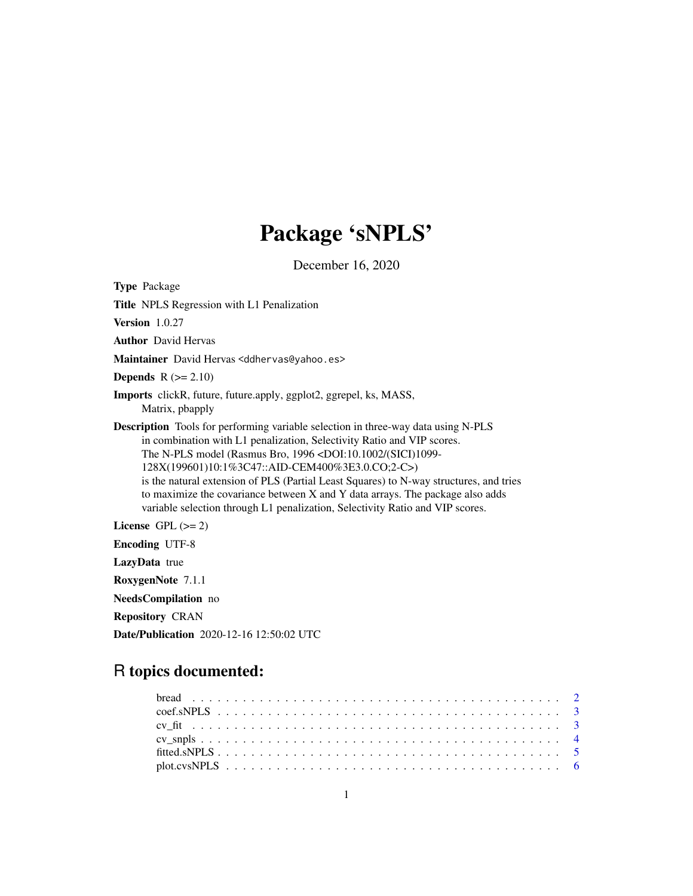# Package 'sNPLS'

December 16, 2020

**Type** Package

**Title** NPLS Regression with L1 Penalization

**Version** 1.0.27

**Author** David Hervas

**Maintainer** David Hervas <ddhervas@yahoo.es>

**Depends** R (>= 2.10)

**Imports** clickR, future, future.apply, ggplot2, ggrepel, ks, MASS, Matrix, pbapply

**Description** Tools for performing variable selection in three-way data using N-PLS in combination with L1 penalization, Selectivity Ratio and VIP scores. The N-PLS model (Rasmus Bro, 1996 <DOI:10.1002/(SICI)1099-128X(199601)10:1%3C47::AID-CEM400%3E3.0.CO;2-C>) is the natural extension of PLS (Partial Least Squares) to N-way structures, and tries to maximize the covariance between X and Y data arrays. The package also adds variable selection through L1 penalization, Selectivity Ratio and VIP scores.

**License** GPL (>= 2)

**Encoding** UTF-8

**LazyData** true

**RoxygenNote** 7.1.1

**NeedsCompilation** no

**Repository** CRAN

**Date/Publication** 2020-12-16 12:50:02 UTC

## R topics documented:

- bread . . . . . . . . . . . . . . . . . . . . . . . . . . . . . . . . . . . . . . . . . . . 2
- coef.sNPLS . . . . . . . . . . . . . . . . . . . . . . . . . . . . . . . . . . . . . . . 3
- cv_fit . . . . . . . . . . . . . . . . . . . . . . . . . . . . . . . . . . . . . . . . . . 3
- cv_snpls . . . . . . . . . . . . . . . . . . . . . . . . . . . . . . . . . . . . . . . . . 4
- fitted.sNPLS . . . . . . . . . . . . . . . . . . . . . . . . . . . . . . . . . . . . . . 5
- plot.cvsNPLS . . . . . . . . . . . . . . . . . . . . . . . . . . . . . . . . . . . . . . 6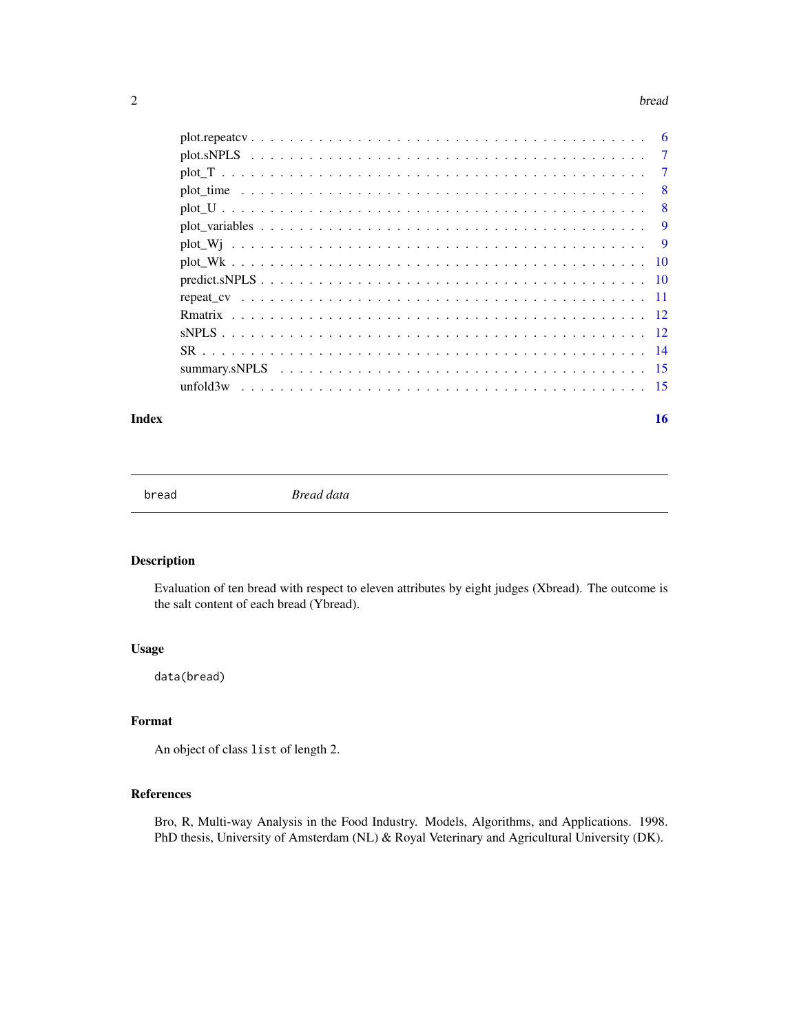plot.repeatcv . . . . . . . . . . . . . . . . . . . . . . . . . . . . . . . . . . . . . . 6
plot.sNPLS . . . . . . . . . . . . . . . . . . . . . . . . . . . . . . . . . . . . . . 7
plot_T . . . . . . . . . . . . . . . . . . . . . . . . . . . . . . . . . . . . . . 7
plot_time . . . . . . . . . . . . . . . . . . . . . . . . . . . . . . . . . . . . . . 8
plot_U . . . . . . . . . . . . . . . . . . . . . . . . . . . . . . . . . . . . . . 8
plot_variables . . . . . . . . . . . . . . . . . . . . . . . . . . . . . . . . . . . . . . 9
plot_Wj . . . . . . . . . . . . . . . . . . . . . . . . . . . . . . . . . . . . . . 9
plot_Wk . . . . . . . . . . . . . . . . . . . . . . . . . . . . . . . . . . . . . . 10
predict.sNPLS . . . . . . . . . . . . . . . . . . . . . . . . . . . . . . . . . . . . . . 10
repeat_cv . . . . . . . . . . . . . . . . . . . . . . . . . . . . . . . . . . . . . . 11
Rmatrix . . . . . . . . . . . . . . . . . . . . . . . . . . . . . . . . . . . . . . 12
sNPLS . . . . . . . . . . . . . . . . . . . . . . . . . . . . . . . . . . . . . . 12
SR . . . . . . . . . . . . . . . . . . . . . . . . . . . . . . . . . . . . . . 14
summary.sNPLS . . . . . . . . . . . . . . . . . . . . . . . . . . . . . . . . . . . . . . 15
unfold3w . . . . . . . . . . . . . . . . . . . . . . . . . . . . . . . . . . . . . . 15

**Index** **16**

---

`bread` *Bread data*

---

### Description

Evaluation of ten bread with respect to eleven attributes by eight judges (Xbread). The outcome is the salt content of each bread (Ybread).

### Usage

```
data(bread)
```

### Format

An object of class `list` of length 2.

### References

Bro, R, Multi-way Analysis in the Food Industry. Models, Algorithms, and Applications. 1998. PhD thesis, University of Amsterdam (NL) & Royal Veterinary and Agricultural University (DK).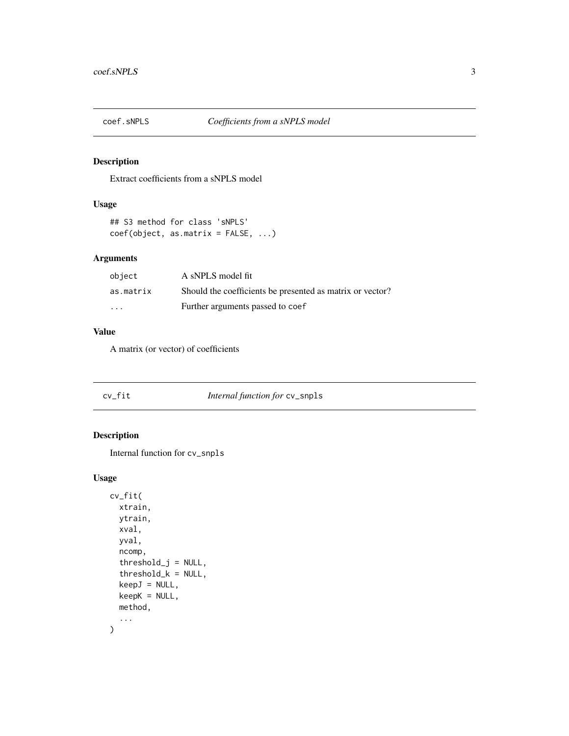## coef.sNPLS — *Coefficients from a sNPLS model*

### Description

Extract coefficients from a sNPLS model

### Usage

```
## S3 method for class 'sNPLS'
coef(object, as.matrix = FALSE, ...)
```

### Arguments

| | |
|---|---|
| object | A sNPLS model fit |
| as.matrix | Should the coefficients be presented as matrix or vector? |
| ... | Further arguments passed to `coef` |

### Value

A matrix (or vector) of coefficients

## cv_fit — *Internal function for* `cv_snpls`

### Description

Internal function for `cv_snpls`

### Usage

```
cv_fit(
  xtrain,
  ytrain,
  xval,
  yval,
  ncomp,
  threshold_j = NULL,
  threshold_k = NULL,
  keepJ = NULL,
  keepK = NULL,
  method,
  ...
)
```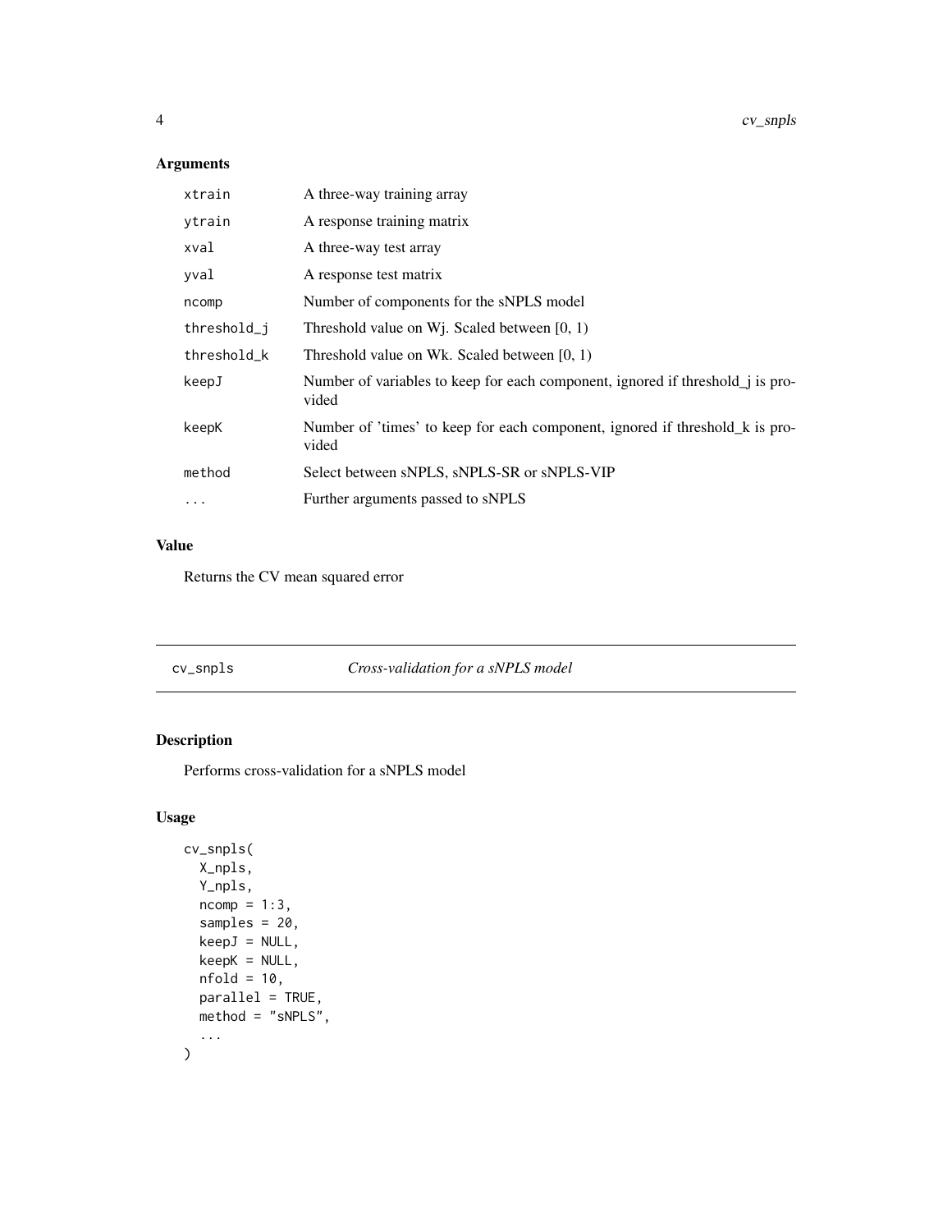## Arguments

| | |
|---|---|
| xtrain | A three-way training array |
| ytrain | A response training matrix |
| xval | A three-way test array |
| yval | A response test matrix |
| ncomp | Number of components for the sNPLS model |
| threshold_j | Threshold value on Wj. Scaled between [0, 1) |
| threshold_k | Threshold value on Wk. Scaled between [0, 1) |
| keepJ | Number of variables to keep for each component, ignored if threshold_j is provided |
| keepK | Number of 'times' to keep for each component, ignored if threshold_k is provided |
| method | Select between sNPLS, sNPLS-SR or sNPLS-VIP |
| ... | Further arguments passed to sNPLS |

## Value

Returns the CV mean squared error

---

## cv_snpls — *Cross-validation for a sNPLS model*

## Description

Performs cross-validation for a sNPLS model

## Usage

```
cv_snpls(
  X_npls,
  Y_npls,
  ncomp = 1:3,
  samples = 20,
  keepJ = NULL,
  keepK = NULL,
  nfold = 10,
  parallel = TRUE,
  method = "sNPLS",
  ...
)
```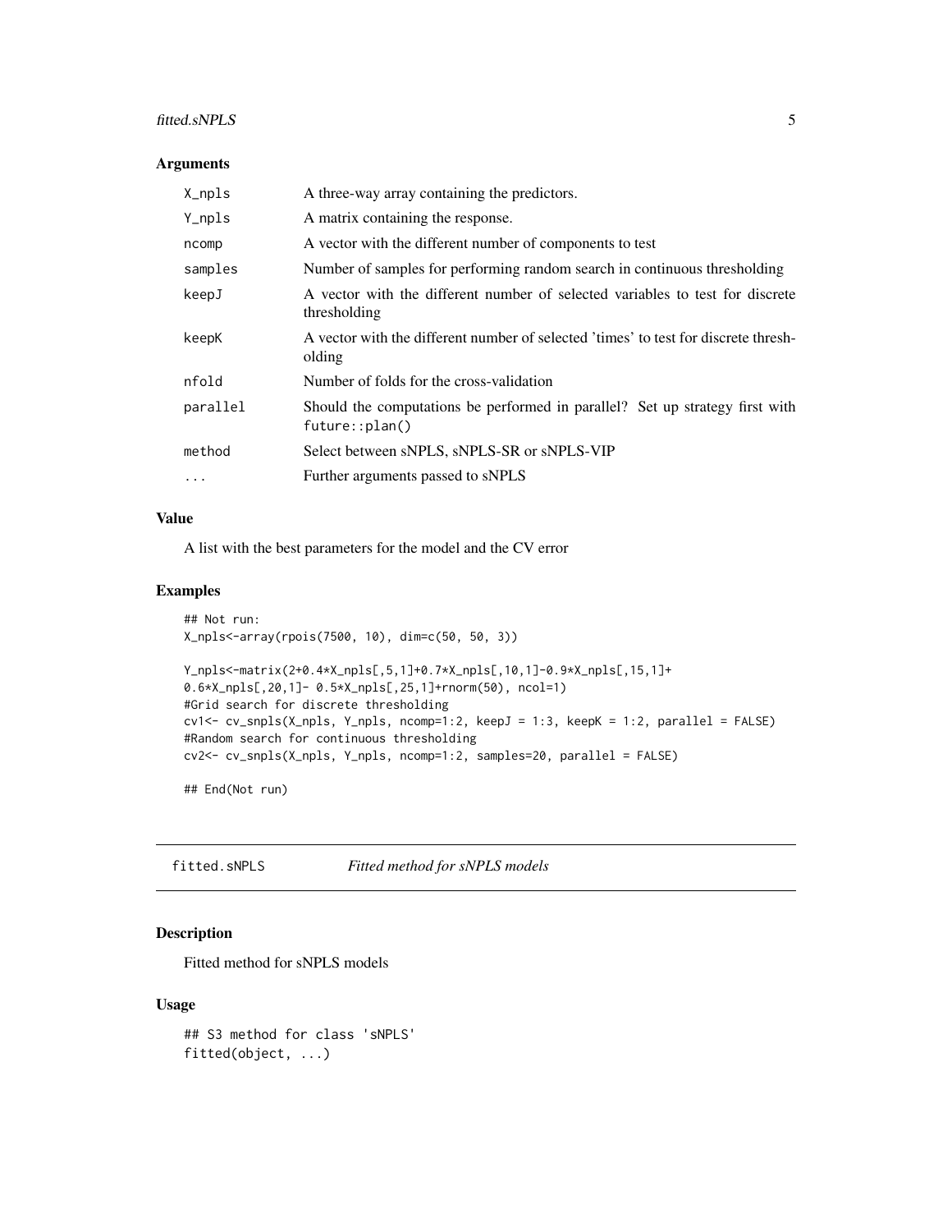## Arguments

| | |
|---|---|
| X_npls | A three-way array containing the predictors. |
| Y_npls | A matrix containing the response. |
| ncomp | A vector with the different number of components to test |
| samples | Number of samples for performing random search in continuous thresholding |
| keepJ | A vector with the different number of selected variables to test for discrete thresholding |
| keepK | A vector with the different number of selected 'times' to test for discrete thresholding |
| nfold | Number of folds for the cross-validation |
| parallel | Should the computations be performed in parallel? Set up strategy first with future::plan() |
| method | Select between sNPLS, sNPLS-SR or sNPLS-VIP |
| ... | Further arguments passed to sNPLS |

## Value

A list with the best parameters for the model and the CV error

## Examples

```
## Not run:
X_npls<-array(rpois(7500, 10), dim=c(50, 50, 3))

Y_npls<-matrix(2+0.4*X_npls[,5,1]+0.7*X_npls[,10,1]-0.9*X_npls[,15,1]+
0.6*X_npls[,20,1]- 0.5*X_npls[,25,1]+rnorm(50), ncol=1)
#Grid search for discrete thresholding
cv1<- cv_snpls(X_npls, Y_npls, ncomp=1:2, keepJ = 1:3, keepK = 1:2, parallel = FALSE)
#Random search for continuous thresholding
cv2<- cv_snpls(X_npls, Y_npls, ncomp=1:2, samples=20, parallel = FALSE)

## End(Not run)
```

---

# fitted.sNPLS — *Fitted method for sNPLS models*

## Description

Fitted method for sNPLS models

## Usage

```
## S3 method for class 'sNPLS'
fitted(object, ...)
```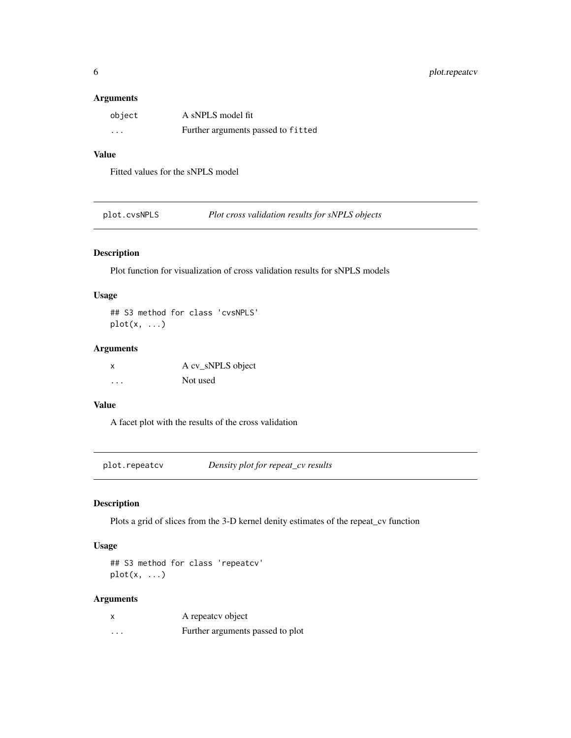### Arguments

| | |
|---|---|
| `object` | A sNPLS model fit |
| `...` | Further arguments passed to `fitted` |

### Value

Fitted values for the sNPLS model

## plot.cvsNPLS — *Plot cross validation results for sNPLS objects*

### Description

Plot function for visualization of cross validation results for sNPLS models

### Usage

```
## S3 method for class 'cvsNPLS'
plot(x, ...)
```

### Arguments

| | |
|---|---|
| `x` | A cv_sNPLS object |
| `...` | Not used |

### Value

A facet plot with the results of the cross validation

## plot.repeatcv — *Density plot for repeat_cv results*

### Description

Plots a grid of slices from the 3-D kernel denity estimates of the repeat_cv function

### Usage

```
## S3 method for class 'repeatcv'
plot(x, ...)
```

### Arguments

| | |
|---|---|
| `x` | A repeatcv object |
| `...` | Further arguments passed to plot |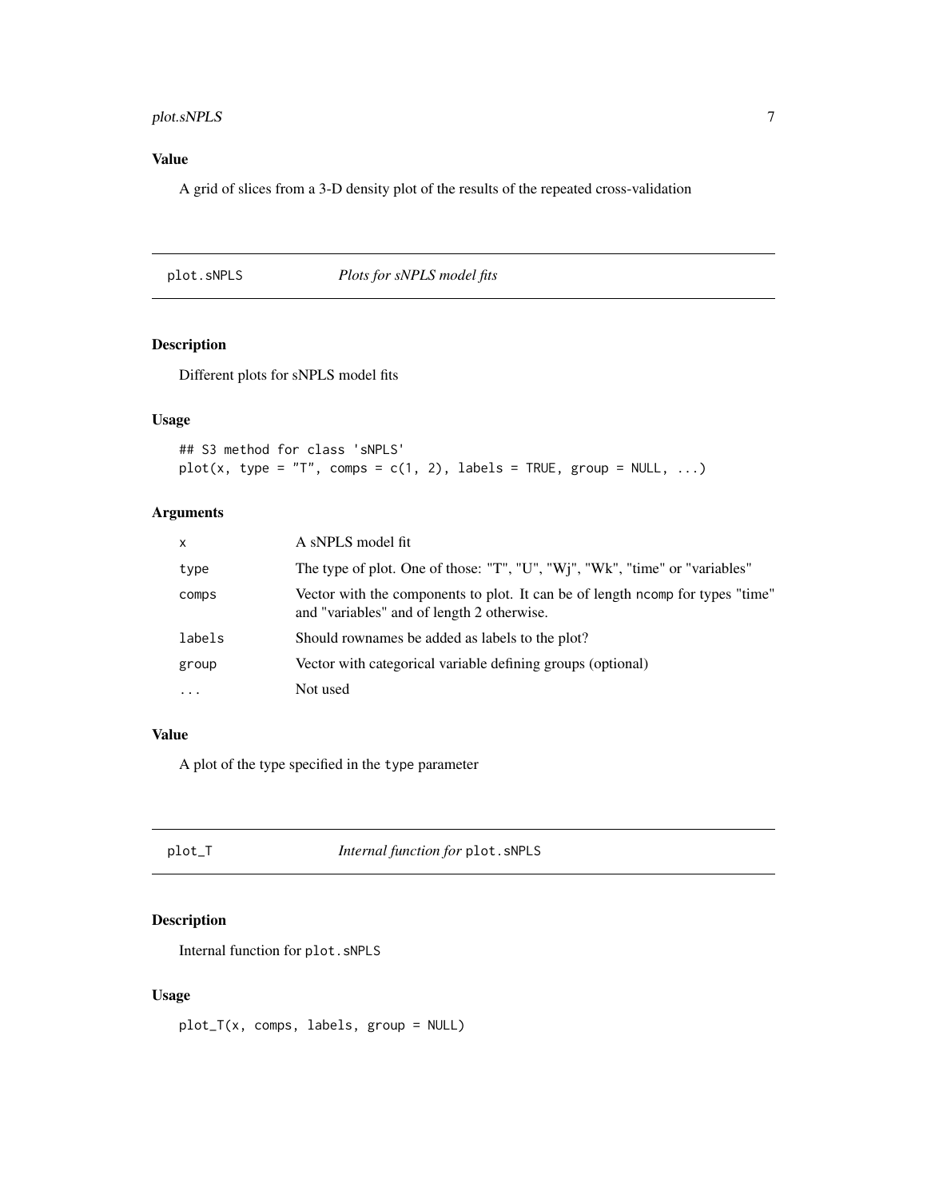## Value

A grid of slices from a 3-D density plot of the results of the repeated cross-validation

---

## plot.sNPLS — *Plots for sNPLS model fits*

### Description

Different plots for sNPLS model fits

### Usage

```
## S3 method for class 'sNPLS'
plot(x, type = "T", comps = c(1, 2), labels = TRUE, group = NULL, ...)
```

### Arguments

| | |
|---|---|
| `x` | A sNPLS model fit |
| `type` | The type of plot. One of those: "T", "U", "Wj", "Wk", "time" or "variables" |
| `comps` | Vector with the components to plot. It can be of length `ncomp` for types "time" and "variables" and of length 2 otherwise. |
| `labels` | Should rownames be added as labels to the plot? |
| `group` | Vector with categorical variable defining groups (optional) |
| `...` | Not used |

### Value

A plot of the type specified in the `type` parameter

---

## plot_T — *Internal function for* `plot.sNPLS`

### Description

Internal function for `plot.sNPLS`

### Usage

```
plot_T(x, comps, labels, group = NULL)
```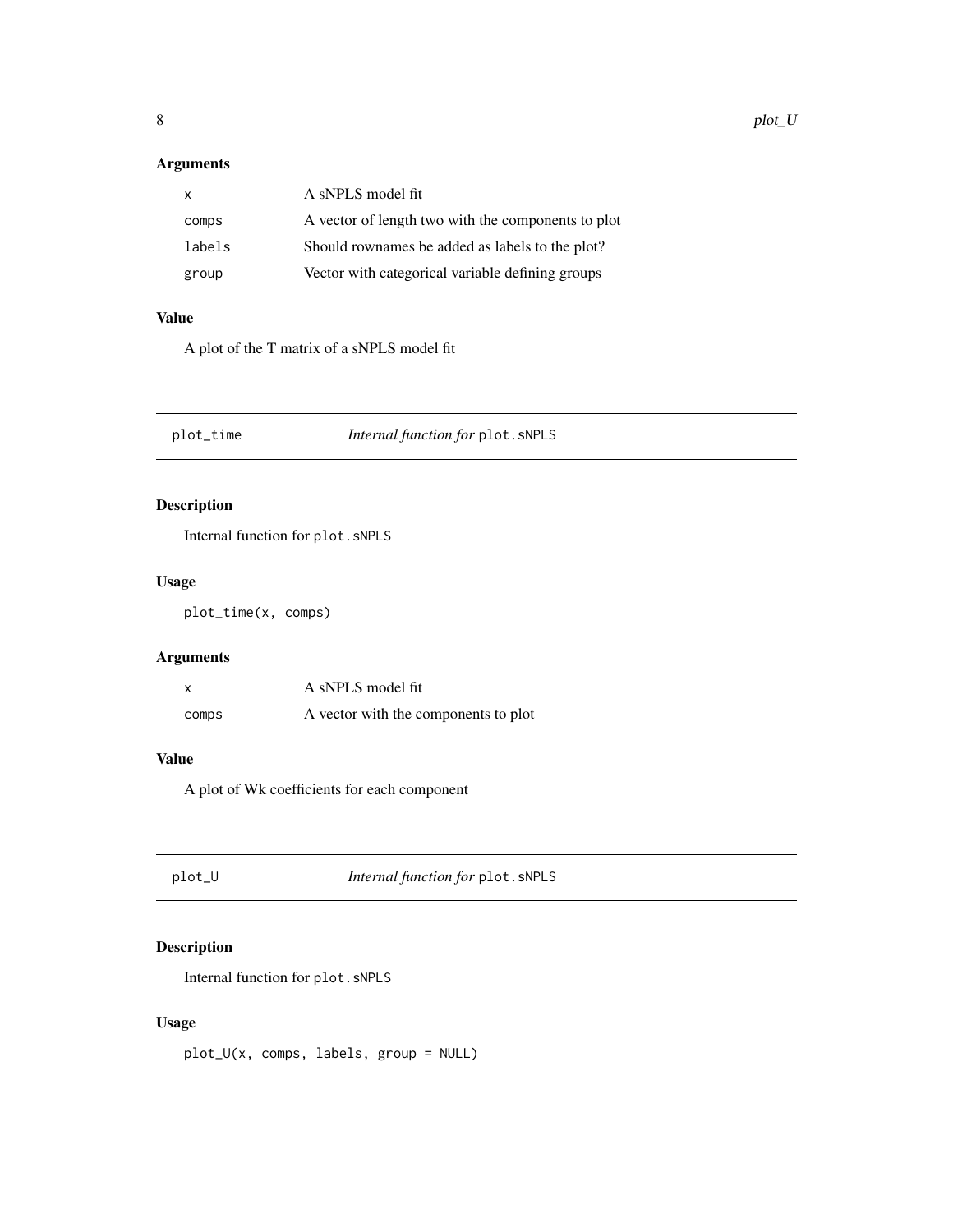### Arguments

| | |
|---|---|
| x | A sNPLS model fit |
| comps | A vector of length two with the components to plot |
| labels | Should rownames be added as labels to the plot? |
| group | Vector with categorical variable defining groups |

### Value

A plot of the T matrix of a sNPLS model fit

---

## plot_time — *Internal function for* `plot.sNPLS`

### Description

Internal function for `plot.sNPLS`

### Usage

```
plot_time(x, comps)
```

### Arguments

| | |
|---|---|
| x | A sNPLS model fit |
| comps | A vector with the components to plot |

### Value

A plot of Wk coefficients for each component

---

## plot_U — *Internal function for* `plot.sNPLS`

### Description

Internal function for `plot.sNPLS`

### Usage

```
plot_U(x, comps, labels, group = NULL)
```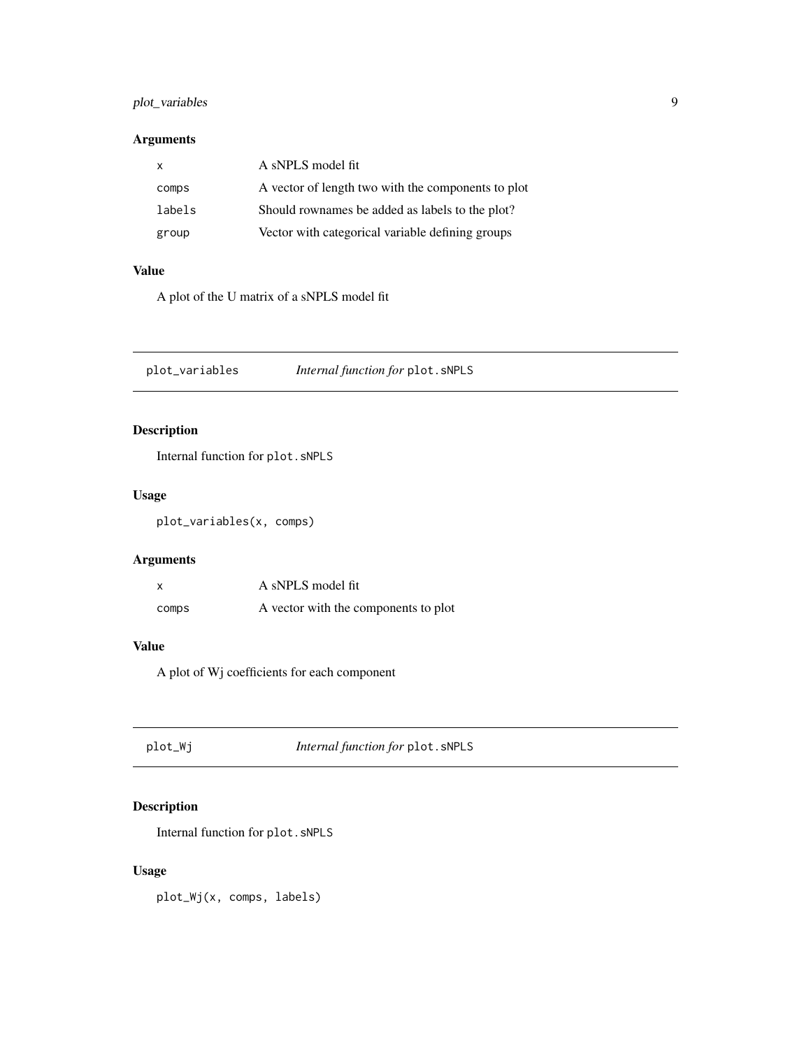### Arguments

| | |
|---|---|
| `x` | A sNPLS model fit |
| `comps` | A vector of length two with the components to plot |
| `labels` | Should rownames be added as labels to the plot? |
| `group` | Vector with categorical variable defining groups |

### Value

A plot of the U matrix of a sNPLS model fit

---

## plot_variables — *Internal function for* `plot.sNPLS`

### Description

Internal function for `plot.sNPLS`

### Usage

```
plot_variables(x, comps)
```

### Arguments

| | |
|---|---|
| `x` | A sNPLS model fit |
| `comps` | A vector with the components to plot |

### Value

A plot of Wj coefficients for each component

---

## plot_Wj — *Internal function for* `plot.sNPLS`

### Description

Internal function for `plot.sNPLS`

### Usage

```
plot_Wj(x, comps, labels)
```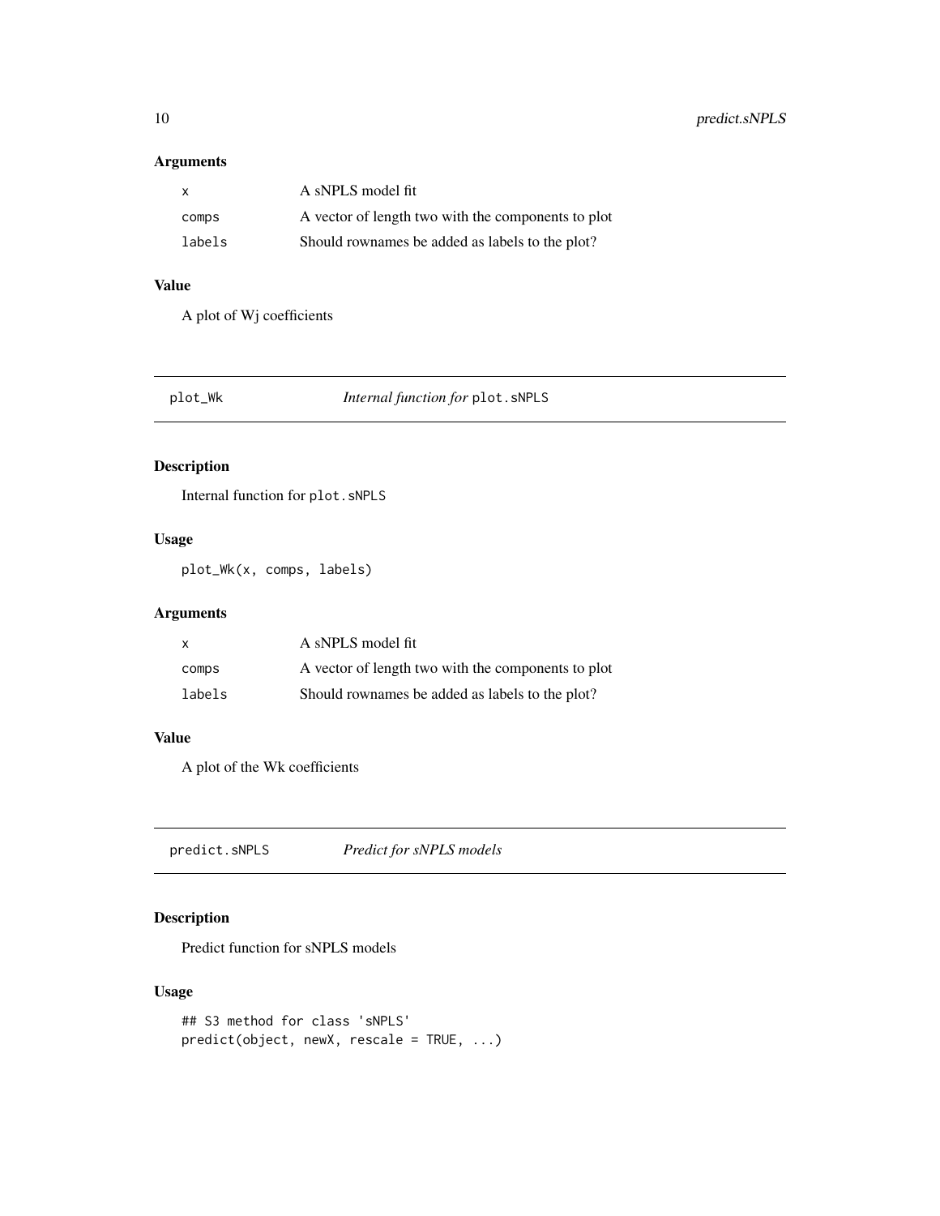### Arguments

| | |
|---|---|
| `x` | A sNPLS model fit |
| `comps` | A vector of length two with the components to plot |
| `labels` | Should rownames be added as labels to the plot? |

### Value

A plot of Wj coefficients

---

## plot_Wk — *Internal function for* `plot.sNPLS`

### Description

Internal function for `plot.sNPLS`

### Usage

```
plot_Wk(x, comps, labels)
```

### Arguments

| | |
|---|---|
| `x` | A sNPLS model fit |
| `comps` | A vector of length two with the components to plot |
| `labels` | Should rownames be added as labels to the plot? |

### Value

A plot of the Wk coefficients

---

## predict.sNPLS — *Predict for sNPLS models*

### Description

Predict function for sNPLS models

### Usage

```
## S3 method for class 'sNPLS'
predict(object, newX, rescale = TRUE, ...)
```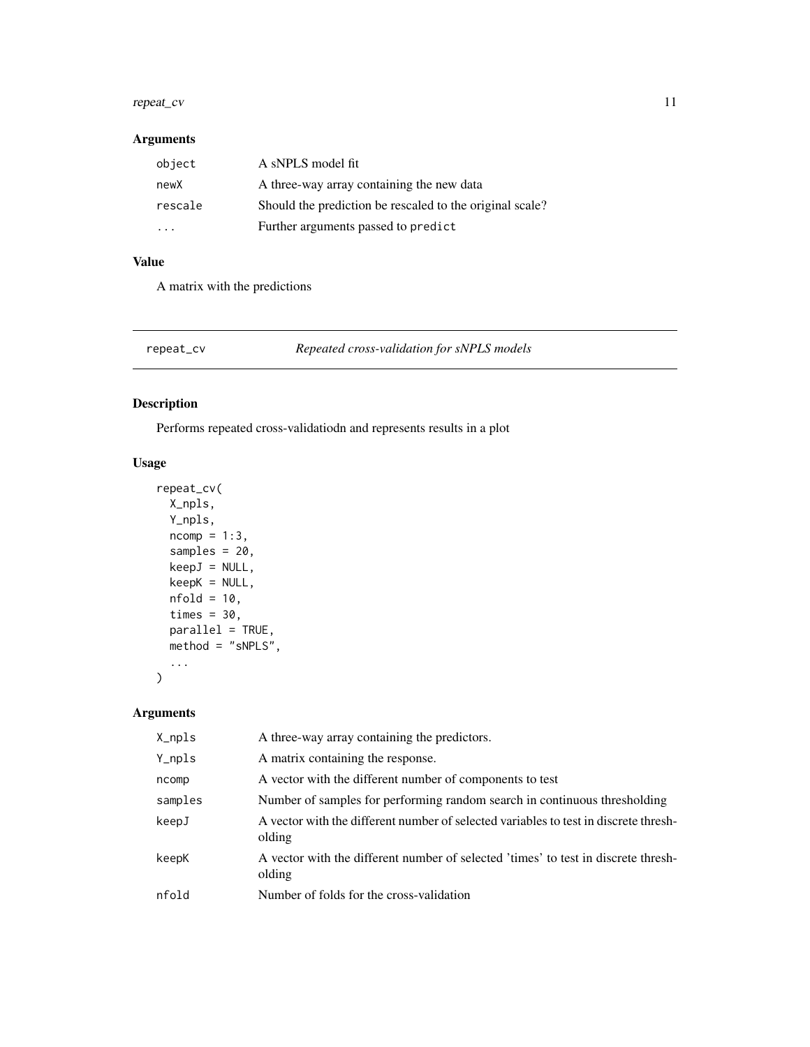## Arguments

| | |
|---|---|
| object | A sNPLS model fit |
| newX | A three-way array containing the new data |
| rescale | Should the prediction be rescaled to the original scale? |
| ... | Further arguments passed to predict |

## Value

A matrix with the predictions

# repeat_cv — *Repeated cross-validation for sNPLS models*

## Description

Performs repeated cross-validatiodn and represents results in a plot

## Usage

```
repeat_cv(
  X_npls,
  Y_npls,
  ncomp = 1:3,
  samples = 20,
  keepJ = NULL,
  keepK = NULL,
  nfold = 10,
  times = 30,
  parallel = TRUE,
  method = "sNPLS",
  ...
)
```

## Arguments

| | |
|---|---|
| X_npls | A three-way array containing the predictors. |
| Y_npls | A matrix containing the response. |
| ncomp | A vector with the different number of components to test |
| samples | Number of samples for performing random search in continuous thresholding |
| keepJ | A vector with the different number of selected variables to test in discrete thresholding |
| keepK | A vector with the different number of selected 'times' to test in discrete thresholding |
| nfold | Number of folds for the cross-validation |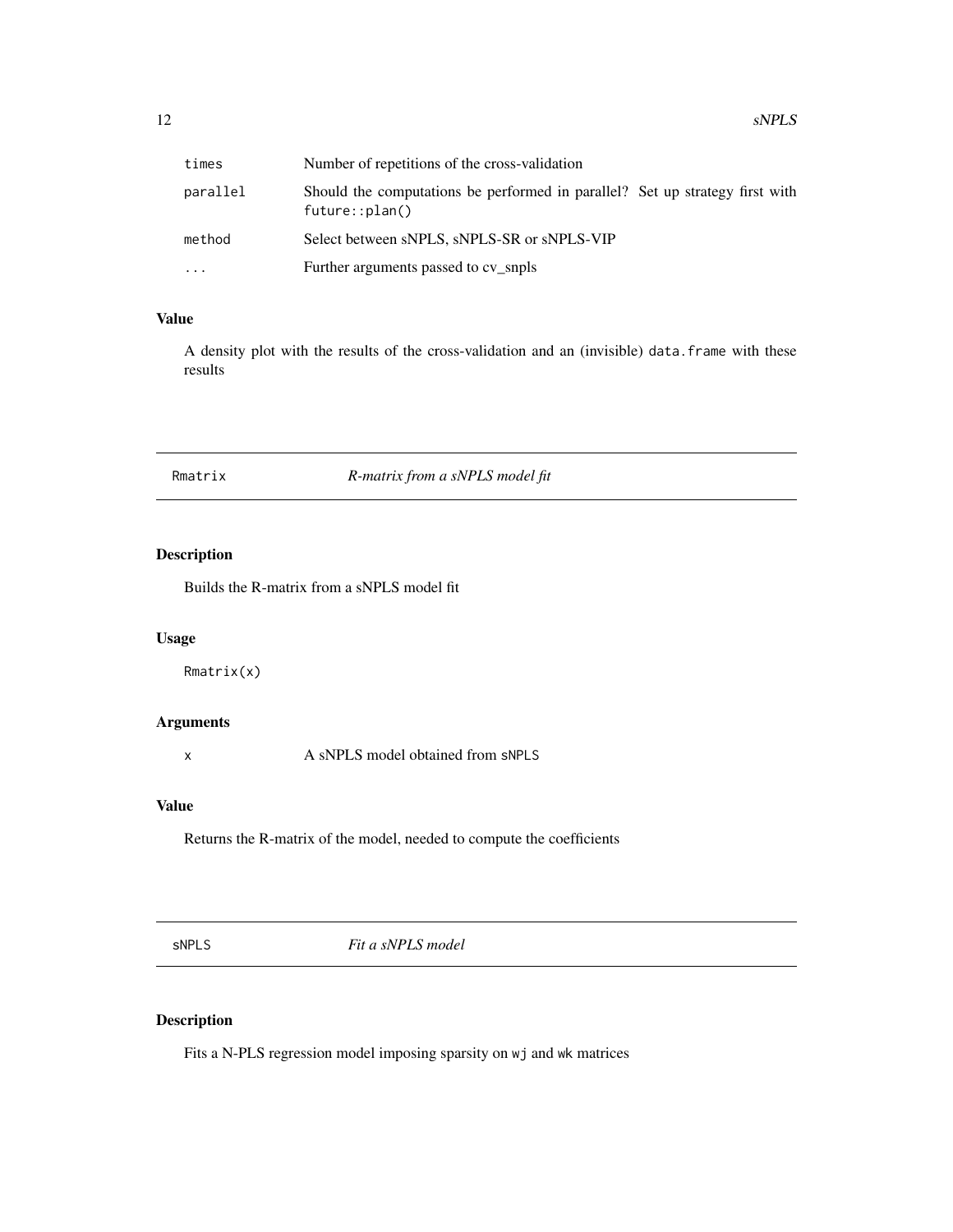| | |
|---|---|
| times | Number of repetitions of the cross-validation |
| parallel | Should the computations be performed in parallel? Set up strategy first with `future::plan()` |
| method | Select between sNPLS, sNPLS-SR or sNPLS-VIP |
| ... | Further arguments passed to cv_snpls |

### Value

A density plot with the results of the cross-validation and an (invisible) `data.frame` with these results

---

## Rmatrix — *R-matrix from a sNPLS model fit*

---

### Description

Builds the R-matrix from a sNPLS model fit

### Usage

```
Rmatrix(x)
```

### Arguments

| | |
|---|---|
| x | A sNPLS model obtained from `sNPLS` |

### Value

Returns the R-matrix of the model, needed to compute the coefficients

---

## sNPLS — *Fit a sNPLS model*

---

### Description

Fits a N-PLS regression model imposing sparsity on `wj` and `wk` matrices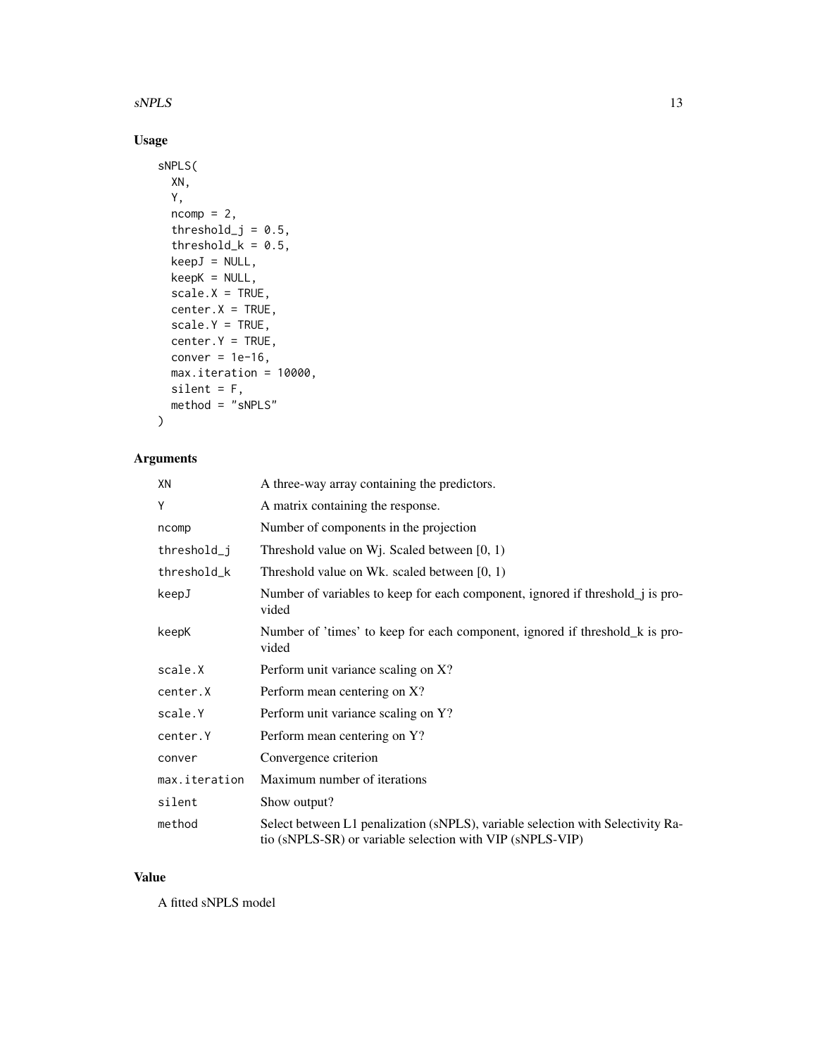## Usage

```
sNPLS(
  XN,
  Y,
  ncomp = 2,
  threshold_j = 0.5,
  threshold_k = 0.5,
  keepJ = NULL,
  keepK = NULL,
  scale.X = TRUE,
  center.X = TRUE,
  scale.Y = TRUE,
  center.Y = TRUE,
  conver = 1e-16,
  max.iteration = 10000,
  silent = F,
  method = "sNPLS"
)
```

## Arguments

| | |
|---|---|
| XN | A three-way array containing the predictors. |
| Y | A matrix containing the response. |
| ncomp | Number of components in the projection |
| threshold_j | Threshold value on Wj. Scaled between [0, 1) |
| threshold_k | Threshold value on Wk. scaled between [0, 1) |
| keepJ | Number of variables to keep for each component, ignored if threshold_j is provided |
| keepK | Number of 'times' to keep for each component, ignored if threshold_k is provided |
| scale.X | Perform unit variance scaling on X? |
| center.X | Perform mean centering on X? |
| scale.Y | Perform unit variance scaling on Y? |
| center.Y | Perform mean centering on Y? |
| conver | Convergence criterion |
| max.iteration | Maximum number of iterations |
| silent | Show output? |
| method | Select between L1 penalization (sNPLS), variable selection with Selectivity Ratio (sNPLS-SR) or variable selection with VIP (sNPLS-VIP) |

## Value

A fitted sNPLS model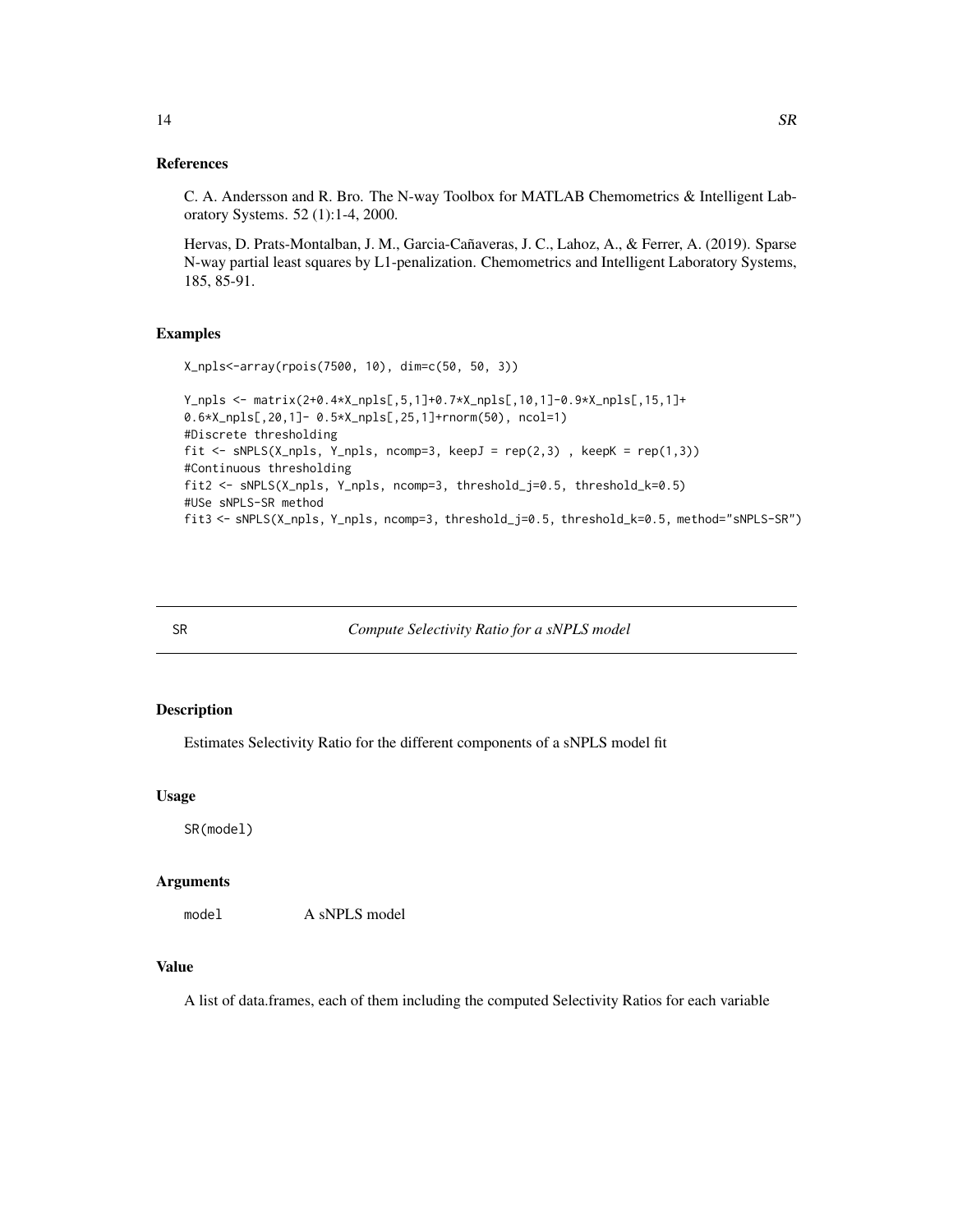## References

C. A. Andersson and R. Bro. The N-way Toolbox for MATLAB Chemometrics & Intelligent Laboratory Systems. 52 (1):1-4, 2000.

Hervas, D. Prats-Montalban, J. M., Garcia-Cañaveras, J. C., Lahoz, A., & Ferrer, A. (2019). Sparse N-way partial least squares by L1-penalization. Chemometrics and Intelligent Laboratory Systems, 185, 85-91.

## Examples

```
X_npls<-array(rpois(7500, 10), dim=c(50, 50, 3))

Y_npls <- matrix(2+0.4*X_npls[,5,1]+0.7*X_npls[,10,1]-0.9*X_npls[,15,1]+
0.6*X_npls[,20,1]- 0.5*X_npls[,25,1]+rnorm(50), ncol=1)
#Discrete thresholding
fit <- sNPLS(X_npls, Y_npls, ncomp=3, keepJ = rep(2,3) , keepK = rep(1,3))
#Continuous thresholding
fit2 <- sNPLS(X_npls, Y_npls, ncomp=3, threshold_j=0.5, threshold_k=0.5)
#USe sNPLS-SR method
fit3 <- sNPLS(X_npls, Y_npls, ncomp=3, threshold_j=0.5, threshold_k=0.5, method="sNPLS-SR")
```

---

# SR — *Compute Selectivity Ratio for a sNPLS model*

## Description

Estimates Selectivity Ratio for the different components of a sNPLS model fit

## Usage

```
SR(model)
```

## Arguments

| | |
|---|---|
| `model` | A sNPLS model |

## Value

A list of data.frames, each of them including the computed Selectivity Ratios for each variable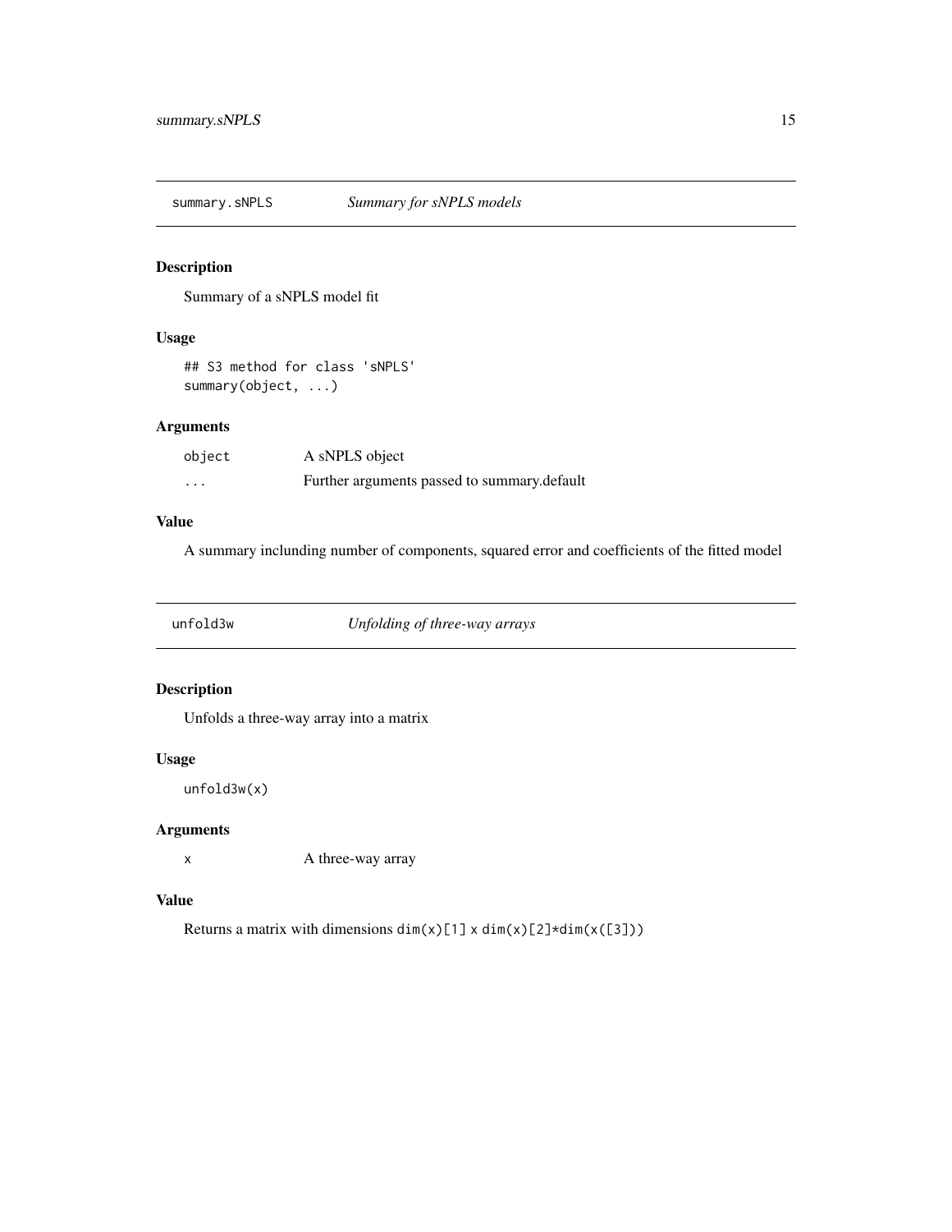## summary.sNPLS — *Summary for sNPLS models*

### Description

Summary of a sNPLS model fit

### Usage

```
## S3 method for class 'sNPLS'
summary(object, ...)
```

### Arguments

| | |
|---|---|
| `object` | A sNPLS object |
| `...` | Further arguments passed to summary.default |

### Value

A summary inclunding number of components, squared error and coefficients of the fitted model

## unfold3w — *Unfolding of three-way arrays*

### Description

Unfolds a three-way array into a matrix

### Usage

```
unfold3w(x)
```

### Arguments

| | |
|---|---|
| `x` | A three-way array |

### Value

Returns a matrix with dimensions `dim(x)[1]` x `dim(x)[2]*dim(x([3]))`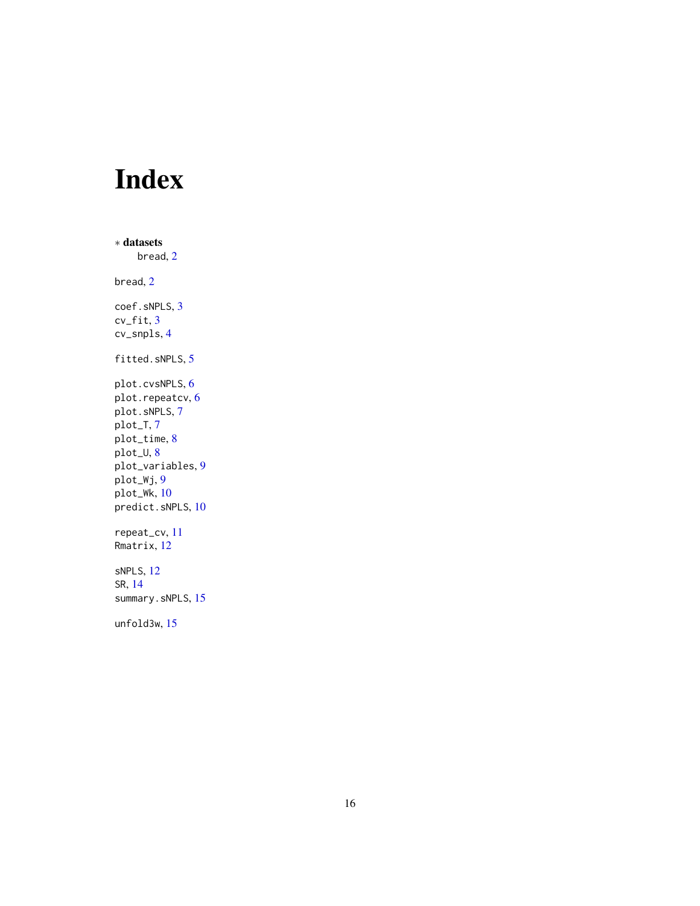# Index

∗ **datasets**
    bread, 2

bread, 2

coef.sNPLS, 3
cv_fit, 3
cv_snpls, 4

fitted.sNPLS, 5

plot.cvsNPLS, 6
plot.repeatcv, 6
plot.sNPLS, 7
plot_T, 7
plot_time, 8
plot_U, 8
plot_variables, 9
plot_Wj, 9
plot_Wk, 10
predict.sNPLS, 10

repeat_cv, 11
Rmatrix, 12

sNPLS, 12
SR, 14
summary.sNPLS, 15

unfold3w, 15